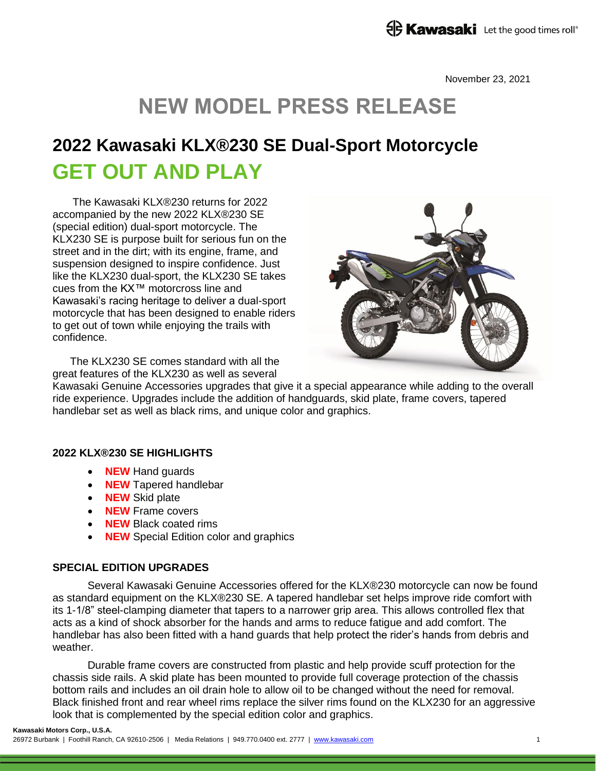November 23, 2021

# NEW MODEL PRESS RELEASE

## 2022 Kawasaki KLX®230 SE Dual-Sport Motorcycle

## GET OUT AND PLAY

The Kawasaki KLX®230 returns for 2022 accompanied by the new 2022 KLX®230 SE (special edition) dual-sport motorcycle. The KLX230 SE is purpose built for serious fun on the street and in the dirt; with its engine, frame, and suspension designed to inspire confidence. Just like the KLX230 dual-sport, the KLX230 SE takes cues from the KX™ motorcross line and Kawasaki's racing heritage to deliver a dual-sport motorcycle that has been designed to enable riders to get out of town while enjoying the trails with confidence.

The KLX230 SE comes standard with all the great features of the KLX230 as well as several Kawasaki Genuine Accessories upgrades that give it a special appearance while adding to the overall ride experience. Upgrades include the addition of handguards, skid plate, frame covers, tapered handlebar set as well as black rims, and unique color and graphics.

### 2022 KLX®230 SE HIGHLIGHTS

- **NEW** Hand guards
- **NEW** Tapered handlebar
- **NEW** Skid plate
- **NEW** Frame covers
- **NEW** Black coated rims
- **NEW** Special Edition color and graphics

### SPECIAL EDITION UPGRADES

Several Kawasaki Genuine Accessories offered for the KLX®230 motorcycle can now be found as standard equipment on the KLX®230 SE. A tapered handlebar set helps improve ride comfort with its 1-1/8" steel-clamping diameter that tapers to a narrower grip area. This allows controlled flex that acts as a kind of shock absorber for the hands and arms to reduce fatigue and add comfort. The handlebar has also been fitted with a hand guards that help protect the rider's hands from debris and weather.

Durable frame covers are constructed from plastic and help provide scuff protection for the chassis side rails. A skid plate has been mounted to provide full coverage protection of the chassis bottom rails and includes an oil drain hole to allow oil to be changed without the need for removal. Black finished front and rear wheel rims replace the silver rims found on the KLX230 for an aggressive look that is complemented by the special edition color and graphics.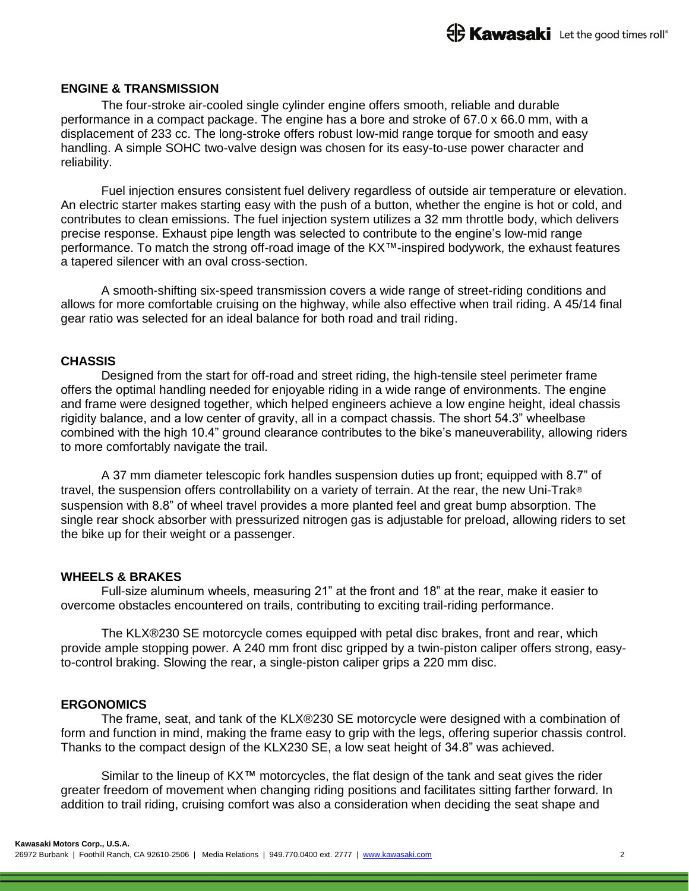## ENGINE & TRANSMISSION

The four-stroke air-cooled single cylinder engine offers smooth, reliable and durable performance in a compact package. The engine has a bore and stroke of 67.0 x 66.0 mm, with a displacement of 233 cc. The long-stroke offers robust low-mid range torque for smooth and easy handling. A simple SOHC two-valve design was chosen for its easy-to-use power character and reliability.

Fuel injection ensures consistent fuel delivery regardless of outside air temperature or elevation. An electric starter makes starting easy with the push of a button, whether the engine is hot or cold, and contributes to clean emissions. The fuel injection system utilizes a 32 mm throttle body, which delivers precise response. Exhaust pipe length was selected to contribute to the engine's low-mid range performance. To match the strong off-road image of the KX™-inspired bodywork, the exhaust features a tapered silencer with an oval cross-section.

A smooth-shifting six-speed transmission covers a wide range of street-riding conditions and allows for more comfortable cruising on the highway, while also effective when trail riding. A 45/14 final gear ratio was selected for an ideal balance for both road and trail riding.

## CHASSIS

Designed from the start for off-road and street riding, the high-tensile steel perimeter frame offers the optimal handling needed for enjoyable riding in a wide range of environments. The engine and frame were designed together, which helped engineers achieve a low engine height, ideal chassis rigidity balance, and a low center of gravity, all in a compact chassis. The short 54.3" wheelbase combined with the high 10.4" ground clearance contributes to the bike's maneuverability, allowing riders to more comfortably navigate the trail.

A 37 mm diameter telescopic fork handles suspension duties up front; equipped with 8.7" of travel, the suspension offers controllability on a variety of terrain. At the rear, the new Uni-Trak® suspension with 8.8" of wheel travel provides a more planted feel and great bump absorption. The single rear shock absorber with pressurized nitrogen gas is adjustable for preload, allowing riders to set the bike up for their weight or a passenger.

## WHEELS & BRAKES

Full-size aluminum wheels, measuring 21" at the front and 18" at the rear, make it easier to overcome obstacles encountered on trails, contributing to exciting trail-riding performance.

The KLX®230 SE motorcycle comes equipped with petal disc brakes, front and rear, which provide ample stopping power. A 240 mm front disc gripped by a twin-piston caliper offers strong, easy-to-control braking. Slowing the rear, a single-piston caliper grips a 220 mm disc.

## ERGONOMICS

The frame, seat, and tank of the KLX®230 SE motorcycle were designed with a combination of form and function in mind, making the frame easy to grip with the legs, offering superior chassis control. Thanks to the compact design of the KLX230 SE, a low seat height of 34.8" was achieved.

Similar to the lineup of KX™ motorcycles, the flat design of the tank and seat gives the rider greater freedom of movement when changing riding positions and facilitates sitting farther forward. In addition to trail riding, cruising comfort was also a consideration when deciding the seat shape and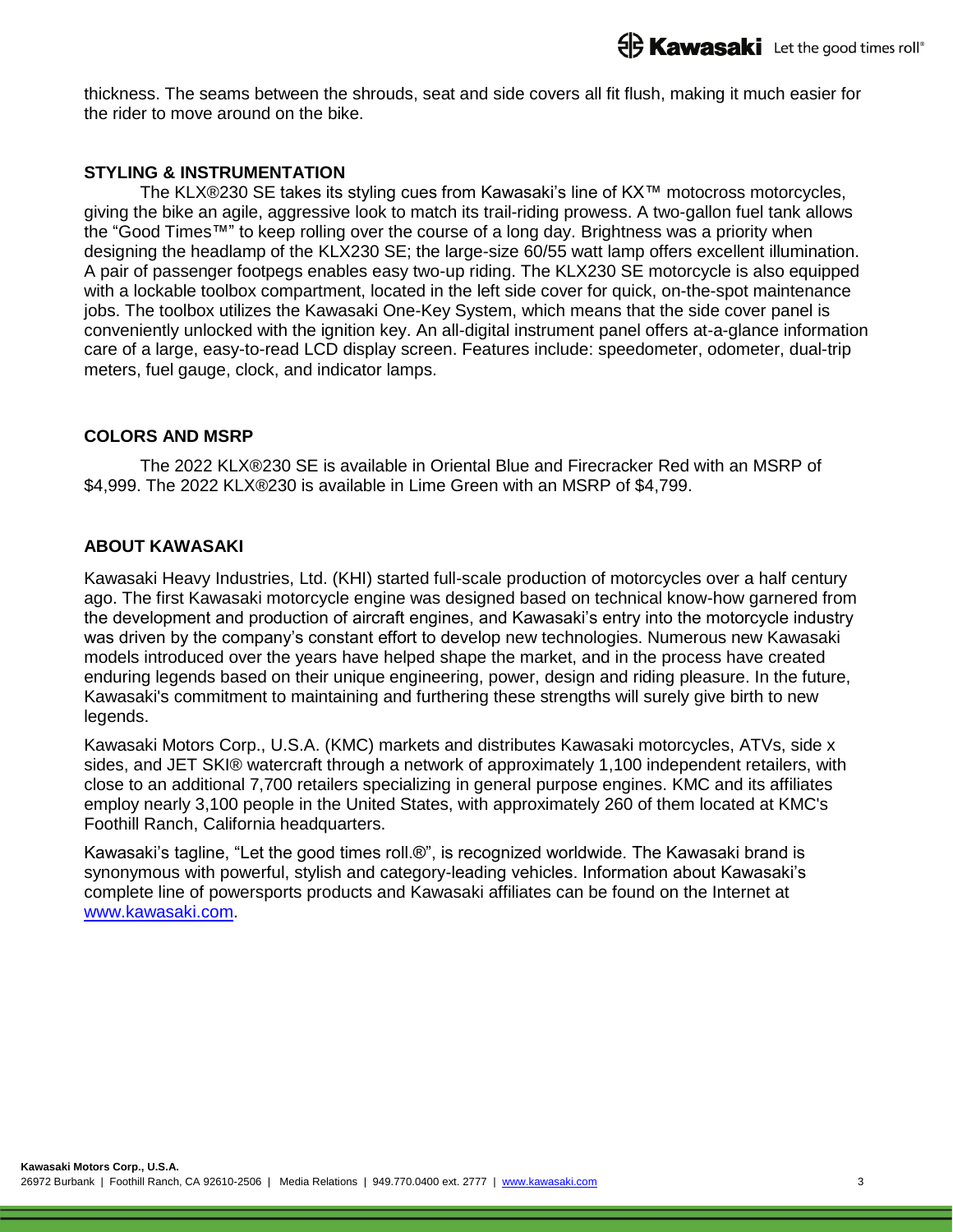thickness. The seams between the shrouds, seat and side covers all fit flush, making it much easier for the rider to move around on the bike.

## STYLING & INSTRUMENTATION

The KLX®230 SE takes its styling cues from Kawasaki's line of KX™ motocross motorcycles, giving the bike an agile, aggressive look to match its trail-riding prowess. A two-gallon fuel tank allows the "Good Times™" to keep rolling over the course of a long day. Brightness was a priority when designing the headlamp of the KLX230 SE; the large-size 60/55 watt lamp offers excellent illumination. A pair of passenger footpegs enables easy two-up riding. The KLX230 SE motorcycle is also equipped with a lockable toolbox compartment, located in the left side cover for quick, on-the-spot maintenance jobs. The toolbox utilizes the Kawasaki One-Key System, which means that the side cover panel is conveniently unlocked with the ignition key. An all-digital instrument panel offers at-a-glance information care of a large, easy-to-read LCD display screen. Features include: speedometer, odometer, dual-trip meters, fuel gauge, clock, and indicator lamps.

## COLORS AND MSRP

The 2022 KLX®230 SE is available in Oriental Blue and Firecracker Red with an MSRP of $4,999. The 2022 KLX®230 is available in Lime Green with an MSRP of $4,799.

## ABOUT KAWASAKI

Kawasaki Heavy Industries, Ltd. (KHI) started full-scale production of motorcycles over a half century ago. The first Kawasaki motorcycle engine was designed based on technical know-how garnered from the development and production of aircraft engines, and Kawasaki's entry into the motorcycle industry was driven by the company's constant effort to develop new technologies. Numerous new Kawasaki models introduced over the years have helped shape the market, and in the process have created enduring legends based on their unique engineering, power, design and riding pleasure. In the future, Kawasaki's commitment to maintaining and furthering these strengths will surely give birth to new legends.

Kawasaki Motors Corp., U.S.A. (KMC) markets and distributes Kawasaki motorcycles, ATVs, side x sides, and JET SKI® watercraft through a network of approximately 1,100 independent retailers, with close to an additional 7,700 retailers specializing in general purpose engines. KMC and its affiliates employ nearly 3,100 people in the United States, with approximately 260 of them located at KMC's Foothill Ranch, California headquarters.

Kawasaki's tagline, "Let the good times roll.®", is recognized worldwide. The Kawasaki brand is synonymous with powerful, stylish and category-leading vehicles. Information about Kawasaki's complete line of powersports products and Kawasaki affiliates can be found on the Internet at www.kawasaki.com.